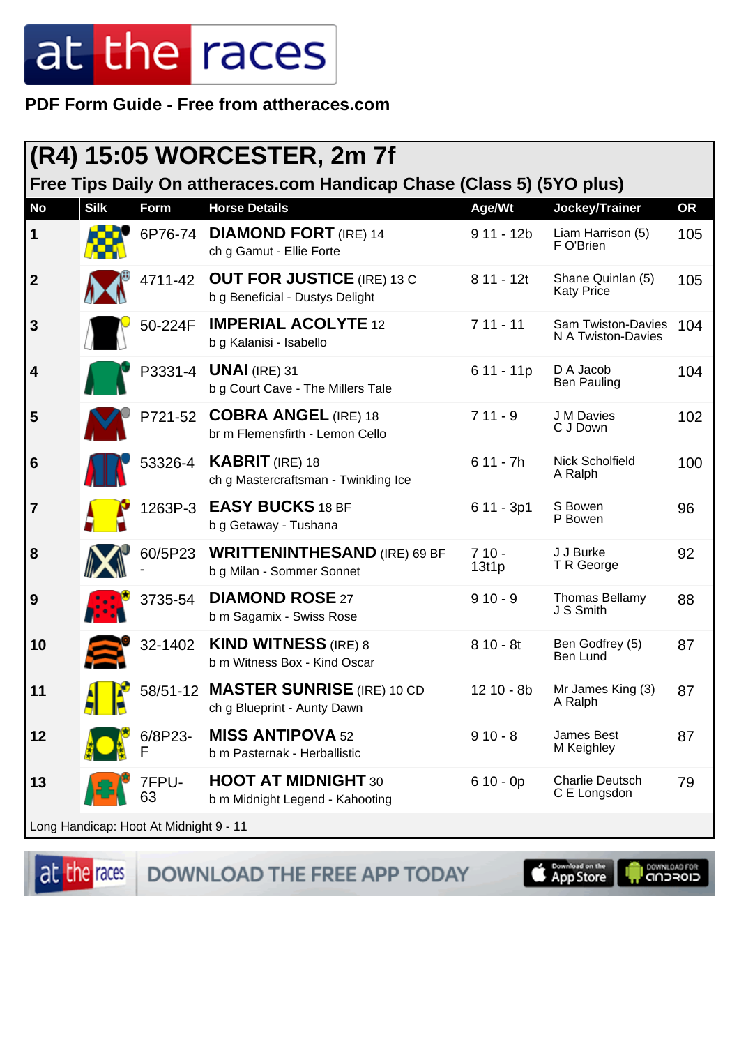PDF Form Guide - Free from attheraces.com

## (R4) 15:05 WORCESTER, 2m 7f

### Free Tips Daily On attheraces.com Handicap Chase (Class 5) (5YO plus)

| No | Silk | Form | Horse Details | Age/Wt | Jockey/Trainer | OR |
|---|---|---|---|---|---|---|
| 1 | | 6P76-74 | **DIAMOND FORT** (IRE) 14<br>ch g Gamut - Ellie Forte | 9 11 - 12b | Liam Harrison (5)<br>F O'Brien | 105 |
| 2 | | 4711-42 | **OUT FOR JUSTICE** (IRE) 13 C<br>b g Beneficial - Dustys Delight | 8 11 - 12t | Shane Quinlan (5)<br>Katy Price | 105 |
| 3 | | 50-224F | **IMPERIAL ACOLYTE** 12<br>b g Kalanisi - Isabello | 7 11 - 11 | Sam Twiston-Davies<br>N A Twiston-Davies | 104 |
| 4 | | P3331-4 | **UNAI** (IRE) 31<br>b g Court Cave - The Millers Tale | 6 11 - 11p | D A Jacob<br>Ben Pauling | 104 |
| 5 | | P721-52 | **COBRA ANGEL** (IRE) 18<br>br m Flemensfirth - Lemon Cello | 7 11 - 9 | J M Davies<br>C J Down | 102 |
| 6 | | 53326-4 | **KABRIT** (IRE) 18<br>ch g Mastercraftsman - Twinkling Ice | 6 11 - 7h | Nick Schofield<br>A Ralph | 100 |
| 7 | | 1263P-3 | **EASY BUCKS** 18 BF<br>b g Getaway - Tushana | 6 11 - 3p1 | S Bowen<br>P Bowen | 96 |
| 8 | | 60/5P23- | **WRITTENINTHESAND** (IRE) 69 BF<br>b g Milan - Sommer Sonnet | 7 10 - 13t1p | J J Burke<br>T R George | 92 |
| 9 | | 3735-54 | **DIAMOND ROSE** 27<br>b m Sagamix - Swiss Rose | 9 10 - 9 | Thomas Bellamy<br>J S Smith | 88 |
| 10 | | 32-1402 | **KIND WITNESS** (IRE) 8<br>b m Witness Box - Kind Oscar | 8 10 - 8t | Ben Godfrey (5)<br>Ben Lund | 87 |
| 11 | | 58/51-12 | **MASTER SUNRISE** (IRE) 10 CD<br>ch g Blueprint - Aunty Dawn | 12 10 - 8b | Mr James King (3)<br>A Ralph | 87 |
| 12 | | 6/8P23-F | **MISS ANTIPOVA** 52<br>b m Pasternak - Herballistic | 9 10 - 8 | James Best<br>M Keighley | 87 |
| 13 | | 7FPU-63 | **HOOT AT MIDNIGHT** 30<br>b m Midnight Legend - Kahooting | 6 10 - 0p | Charlie Deutsch<br>C E Longsdon | 79 |

Long Handicap: Hoot At Midnight 9 - 11

DOWNLOAD THE FREE APP TODAY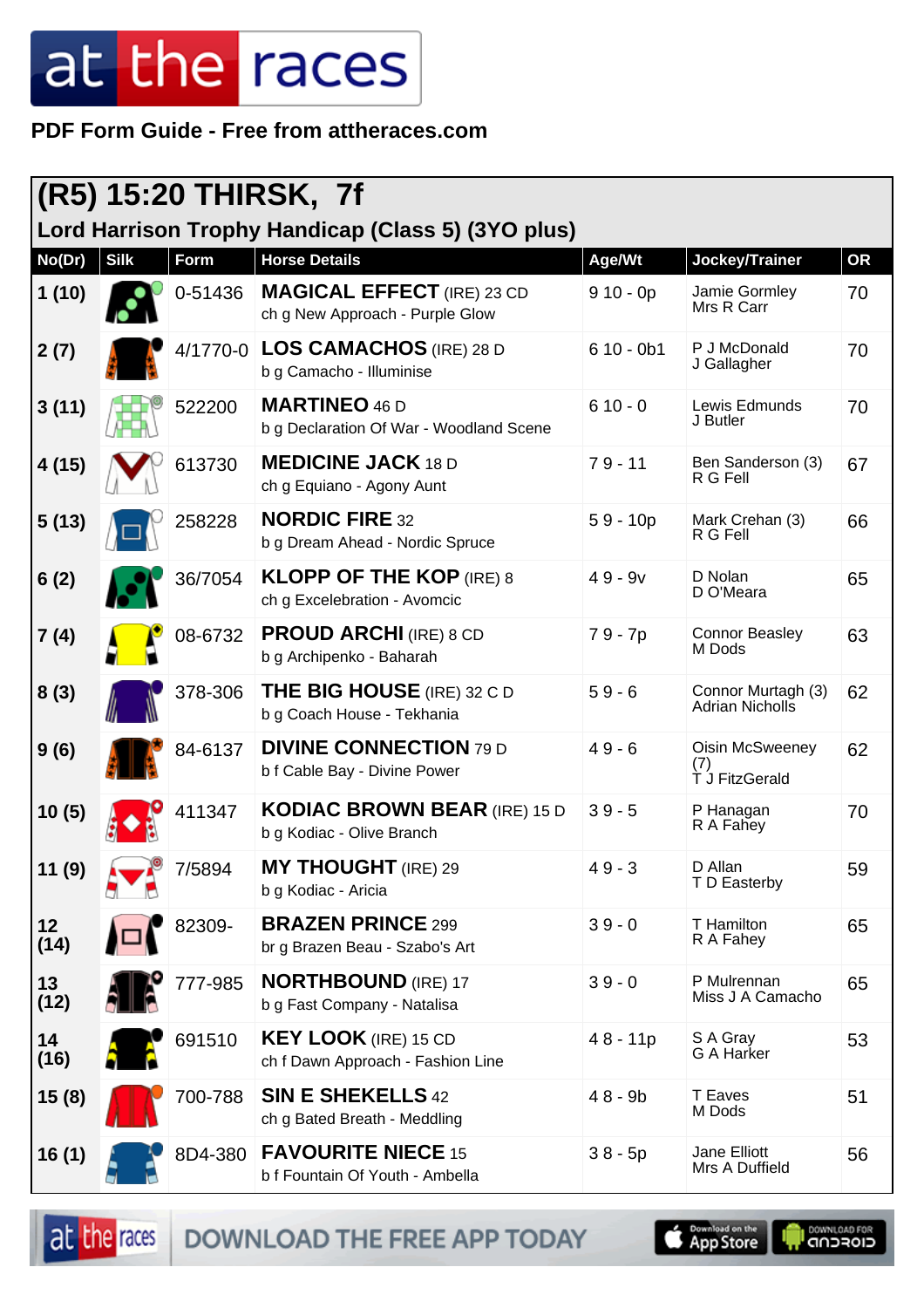PDF Form Guide - Free from attheraces.com

## (R5) 15:20 THIRSK, 7f

### Lord Harrison Trophy Handicap (Class 5) (3YO plus)

| No(Dr) | Silk | Form | Horse Details | Age/Wt | Jockey/Trainer | OR |
|---|---|---|---|---|---|---|
| 1 (10) | | 0-51436 | **MAGICAL EFFECT** (IRE) 23 CD<br>ch g New Approach - Purple Glow | 9 10 - 0p | Jamie Gormley<br>Mrs R Carr | 70 |
| 2 (7) | | 4/1770-0 | **LOS CAMACHOS** (IRE) 28 D<br>b g Camacho - Illuminise | 6 10 - 0b1 | P J McDonald<br>J Gallagher | 70 |
| 3 (11) | | 522200 | **MARTINEO** 46 D<br>b g Declaration Of War - Woodland Scene | 6 10 - 0 | Lewis Edmunds<br>J Butler | 70 |
| 4 (15) | | 613730 | **MEDICINE JACK** 18 D<br>ch g Equiano - Agony Aunt | 7 9 - 11 | Ben Sanderson (3)<br>R G Fell | 67 |
| 5 (13) | | 258228 | **NORDIC FIRE** 32<br>b g Dream Ahead - Nordic Spruce | 5 9 - 10p | Mark Crehan (3)<br>R G Fell | 66 |
| 6 (2) | | 36/7054 | **KLOPP OF THE KOP** (IRE) 8<br>ch g Excelebration - Avomcic | 4 9 - 9v | D Nolan<br>D O'Meara | 65 |
| 7 (4) | | 08-6732 | **PROUD ARCHI** (IRE) 8 CD<br>b g Archipenko - Baharah | 7 9 - 7p | Connor Beasley<br>M Dods | 63 |
| 8 (3) | | 378-306 | **THE BIG HOUSE** (IRE) 32 C D<br>b g Coach House - Tekhania | 5 9 - 6 | Connor Murtagh (3)<br>Adrian Nicholls | 62 |
| 9 (6) | | 84-6137 | **DIVINE CONNECTION** 79 D<br>b f Cable Bay - Divine Power | 4 9 - 6 | Oisin McSweeney (7)<br>T J FitzGerald | 62 |
| 10 (5) | | 411347 | **KODIAC BROWN BEAR** (IRE) 15 D<br>b g Kodiac - Olive Branch | 3 9 - 5 | P Hanagan<br>R A Fahey | 70 |
| 11 (9) | | 7/5894 | **MY THOUGHT** (IRE) 29<br>b g Kodiac - Aricia | 4 9 - 3 | D Allan<br>T D Easterby | 59 |
| 12 (14) | | 82309- | **BRAZEN PRINCE** 299<br>br g Brazen Beau - Szabo's Art | 3 9 - 0 | T Hamilton<br>R A Fahey | 65 |
| 13 (12) | | 777-985 | **NORTHBOUND** (IRE) 17<br>b g Fast Company - Natalisa | 3 9 - 0 | P Mulrennan<br>Miss J A Camacho | 65 |
| 14 (16) | | 691510 | **KEY LOOK** (IRE) 15 CD<br>ch f Dawn Approach - Fashion Line | 4 8 - 11p | S A Gray<br>G A Harker | 53 |
| 15 (8) | | 700-788 | **SIN E SHEKELLS** 42<br>ch g Bated Breath - Meddling | 4 8 - 9b | T Eaves<br>M Dods | 51 |
| 16 (1) | | 8D4-380 | **FAVOURITE NIECE** 15<br>b f Fountain Of Youth - Ambella | 3 8 - 5p | Jane Elliott<br>Mrs A Duffield | 56 |

DOWNLOAD THE FREE APP TODAY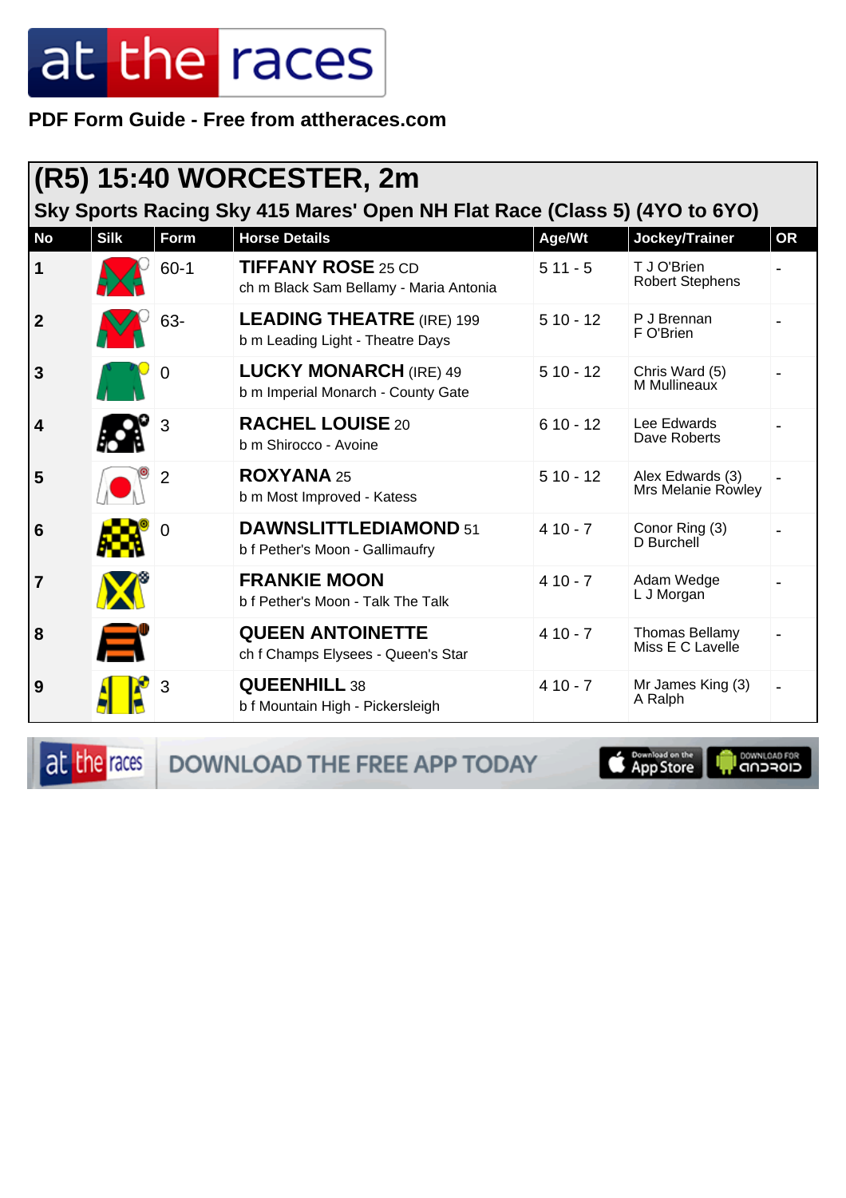**PDF Form Guide - Free from attheraces.com**

## (R5) 15:40 WORCESTER, 2m

### Sky Sports Racing Sky 415 Mares' Open NH Flat Race (Class 5) (4YO to 6YO)

| No | Silk | Form | Horse Details | Age/Wt | Jockey/Trainer | OR |
|---|---|---|---|---|---|---|
| 1 | | 60-1 | **TIFFANY ROSE** 25 CD<br>ch m Black Sam Bellamy - Maria Antonia | 5 11 - 5 | T J O'Brien<br>Robert Stephens | - |
| 2 | | 63- | **LEADING THEATRE** (IRE) 199<br>b m Leading Light - Theatre Days | 5 10 - 12 | P J Brennan<br>F O'Brien | - |
| 3 | | 0 | **LUCKY MONARCH** (IRE) 49<br>b m Imperial Monarch - County Gate | 5 10 - 12 | Chris Ward (5)<br>M Mullineaux | - |
| 4 | | 3 | **RACHEL LOUISE** 20<br>b m Shirocco - Avoine | 6 10 - 12 | Lee Edwards<br>Dave Roberts | - |
| 5 | | 2 | **ROXYANA** 25<br>b m Most Improved - Katess | 5 10 - 12 | Alex Edwards (3)<br>Mrs Melanie Rowley | - |
| 6 | | 0 | **DAWNSLITTLEDIAMOND** 51<br>b f Pether's Moon - Gallimaufry | 4 10 - 7 | Conor Ring (3)<br>D Burchell | - |
| 7 | | | **FRANKIE MOON**<br>b f Pether's Moon - Talk The Talk | 4 10 - 7 | Adam Wedge<br>L J Morgan | - |
| 8 | | | **QUEEN ANTOINETTE**<br>ch f Champs Elysees - Queen's Star | 4 10 - 7 | Thomas Bellamy<br>Miss E C Lavelle | - |
| 9 | | 3 | **QUEENHILL** 38<br>b f Mountain High - Pickersleigh | 4 10 - 7 | Mr James King (3)<br>A Ralph | - |

DOWNLOAD THE FREE APP TODAY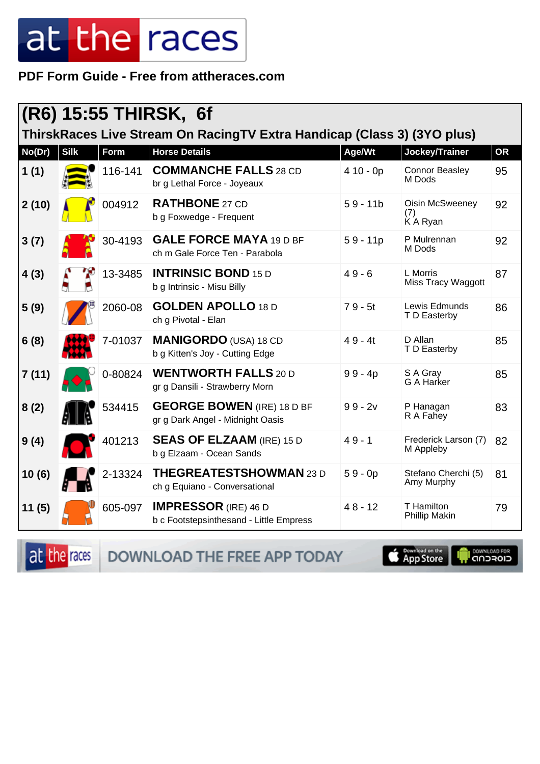PDF Form Guide - Free from attheraces.com

## (R6) 15:55 THIRSK, 6f

### ThirskRaces Live Stream On RacingTV Extra Handicap (Class 3) (3YO plus)

| No(Dr) | Silk | Form | Horse Details | Age/Wt | Jockey/Trainer | OR |
|---|---|---|---|---|---|---|
| 1 (1) | | 116-141 | **COMMANCHE FALLS** 28 CD<br>br g Lethal Force - Joyeaux | 4 10 - 0p | Connor Beasley<br>M Dods | 95 |
| 2 (10) | | 004912 | **RATHBONE** 27 CD<br>b g Foxwedge - Frequent | 5 9 - 11b | Oisin McSweeney (7)<br>K A Ryan | 92 |
| 3 (7) | | 30-4193 | **GALE FORCE MAYA** 19 D BF<br>ch m Gale Force Ten - Parabola | 5 9 - 11p | P Mulrennan<br>M Dods | 92 |
| 4 (3) | | 13-3485 | **INTRINSIC BOND** 15 D<br>b g Intrinsic - Misu Billy | 4 9 - 6 | L Morris<br>Miss Tracy Waggott | 87 |
| 5 (9) | | 2060-08 | **GOLDEN APOLLO** 18 D<br>ch g Pivotal - Elan | 7 9 - 5t | Lewis Edmunds<br>T D Easterby | 86 |
| 6 (8) | | 7-01037 | **MANIGORDO** (USA) 18 CD<br>b g Kitten's Joy - Cutting Edge | 4 9 - 4t | D Allan<br>T D Easterby | 85 |
| 7 (11) | | 0-80824 | **WENTWORTH FALLS** 20 D<br>gr g Dansili - Strawberry Morn | 9 9 - 4p | S A Gray<br>G A Harker | 85 |
| 8 (2) | | 534415 | **GEORGE BOWEN** (IRE) 18 D BF<br>gr g Dark Angel - Midnight Oasis | 9 9 - 2v | P Hanagan<br>R A Fahey | 83 |
| 9 (4) | | 401213 | **SEAS OF ELZAAM** (IRE) 15 D<br>b g Elzaam - Ocean Sands | 4 9 - 1 | Frederick Larson (7)<br>M Appleby | 82 |
| 10 (6) | | 2-13324 | **THEGREATESTSHOWMAN** 23 D<br>ch g Equiano - Conversational | 5 9 - 0p | Stefano Cherchi (5)<br>Amy Murphy | 81 |
| 11 (5) | | 605-097 | **IMPRESSOR** (IRE) 46 D<br>b c Footstepsinthesand - Little Empress | 4 8 - 12 | T Hamilton<br>Phillip Makin | 79 |

DOWNLOAD THE FREE APP TODAY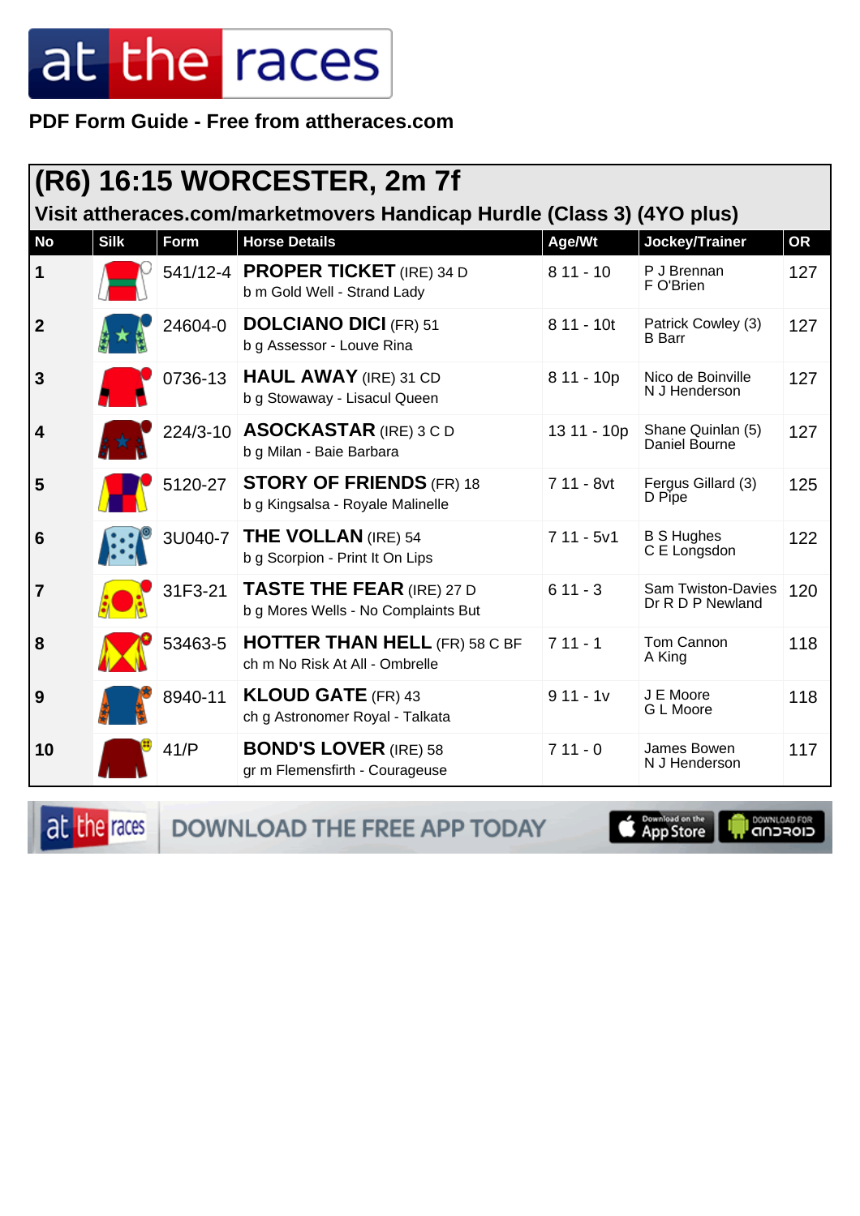PDF Form Guide - Free from attheraces.com

## (R6) 16:15 WORCESTER, 2m 7f

### Visit attheraces.com/marketmovers Handicap Hurdle (Class 3) (4YO plus)

| No | Silk | Form | Horse Details | Age/Wt | Jockey/Trainer | OR |
|---|---|---|---|---|---|---|
| 1 | | 541/12-4 | **PROPER TICKET** (IRE) 34 D<br>b m Gold Well - Strand Lady | 8 11 - 10 | P J Brennan<br>F O'Brien | 127 |
| 2 | | 24604-0 | **DOLCIANO DICI** (FR) 51<br>b g Assessor - Louve Rina | 8 11 - 10t | Patrick Cowley (3)<br>B Barr | 127 |
| 3 | | 0736-13 | **HAUL AWAY** (IRE) 31 CD<br>b g Stowaway - Lisacul Queen | 8 11 - 10p | Nico de Boinville<br>N J Henderson | 127 |
| 4 | | 224/3-10 | **ASOCKASTAR** (IRE) 3 C D<br>b g Milan - Baie Barbara | 13 11 - 10p | Shane Quinlan (5)<br>Daniel Bourne | 127 |
| 5 | | 5120-27 | **STORY OF FRIENDS** (FR) 18<br>b g Kingsalsa - Royale Malinelle | 7 11 - 8vt | Fergus Gillard (3)<br>D Pipe | 125 |
| 6 | | 3U040-7 | **THE VOLLAN** (IRE) 54<br>b g Scorpion - Print It On Lips | 7 11 - 5v1 | B S Hughes<br>C E Longsdon | 122 |
| 7 | | 31F3-21 | **TASTE THE FEAR** (IRE) 27 D<br>b g Mores Wells - No Complaints But | 6 11 - 3 | Sam Twiston-Davies<br>Dr R D P Newland | 120 |
| 8 | | 53463-5 | **HOTTER THAN HELL** (FR) 58 C BF<br>ch m No Risk At All - Ombrelle | 7 11 - 1 | Tom Cannon<br>A King | 118 |
| 9 | | 8940-11 | **KLOUD GATE** (FR) 43<br>ch g Astronomer Royal - Talkata | 9 11 - 1v | J E Moore<br>G L Moore | 118 |
| 10 | | 41/P | **BOND'S LOVER** (IRE) 58<br>gr m Flemensfirth - Courageuse | 7 11 - 0 | James Bowen<br>N J Henderson | 117 |

DOWNLOAD THE FREE APP TODAY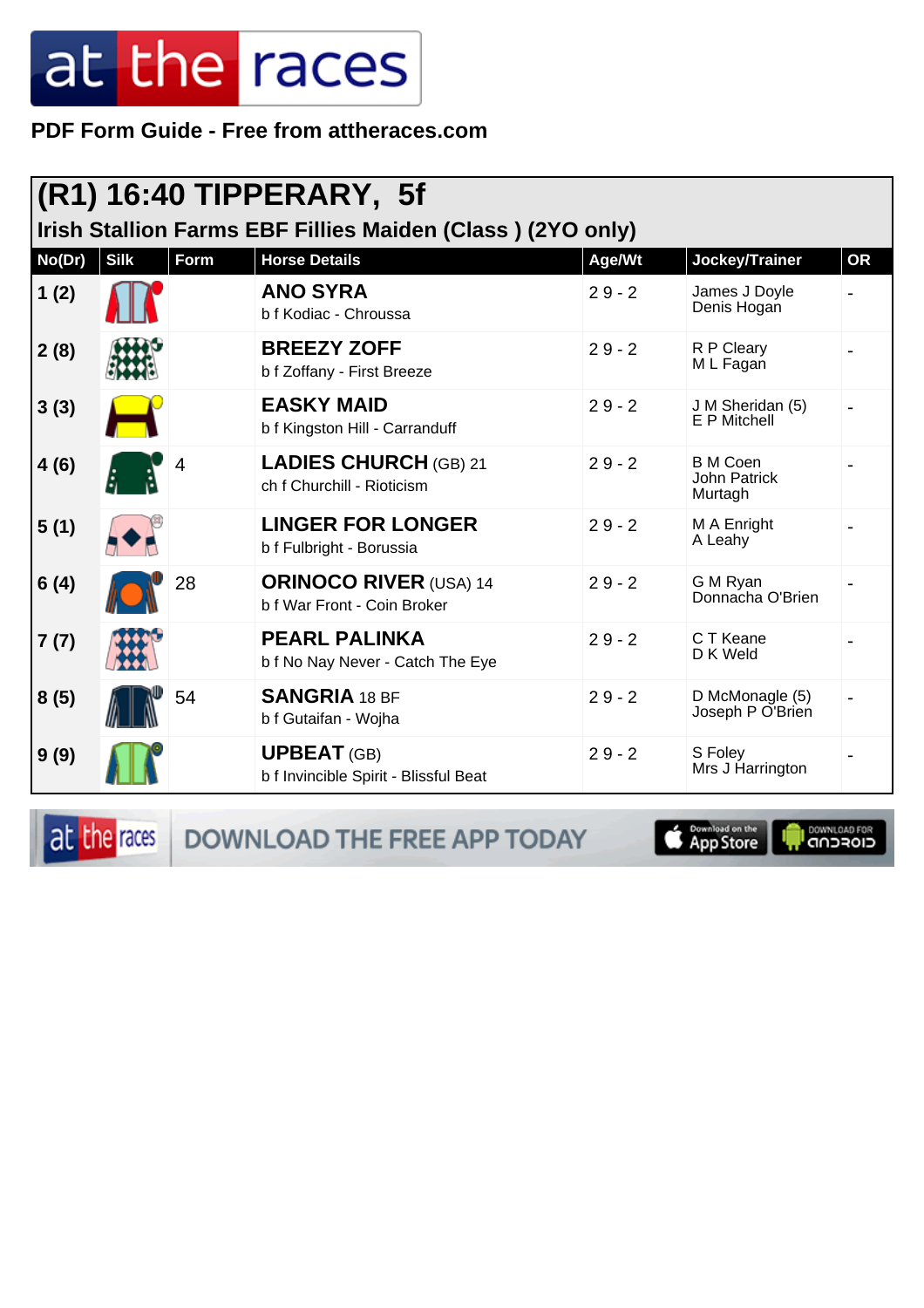PDF Form Guide - Free from attheraces.com

## (R1) 16:40 TIPPERARY, 5f

### Irish Stallion Farms EBF Fillies Maiden (Class ) (2YO only)

| No(Dr) | Silk | Form | Horse Details | Age/Wt | Jockey/Trainer | OR |
|---|---|---|---|---|---|---|
| 1 (2) | | | **ANO SYRA**<br>b f Kodiac - Chroussa | 2 9 - 2 | James J Doyle<br>Denis Hogan | - |
| 2 (8) | | | **BREEZY ZOFF**<br>b f Zoffany - First Breeze | 2 9 - 2 | R P Cleary<br>M L Fagan | - |
| 3 (3) | | | **EASKY MAID**<br>b f Kingston Hill - Carranduff | 2 9 - 2 | J M Sheridan (5)<br>E P Mitchell | - |
| 4 (6) | | 4 | **LADIES CHURCH** (GB) 21<br>ch f Churchill - Rioticism | 2 9 - 2 | B M Coen<br>John Patrick Murtagh | - |
| 5 (1) | | | **LINGER FOR LONGER**<br>b f Fulbright - Borussia | 2 9 - 2 | M A Enright<br>A Leahy | - |
| 6 (4) | | 28 | **ORINOCO RIVER** (USA) 14<br>b f War Front - Coin Broker | 2 9 - 2 | G M Ryan<br>Donnacha O'Brien | - |
| 7 (7) | | | **PEARL PALINKA**<br>b f No Nay Never - Catch The Eye | 2 9 - 2 | C T Keane<br>D K Weld | - |
| 8 (5) | | 54 | **SANGRIA** 18 BF<br>b f Gutaifan - Wojha | 2 9 - 2 | D McMonagle (5)<br>Joseph P O'Brien | - |
| 9 (9) | | | **UPBEAT** (GB)<br>b f Invincible Spirit - Blissful Beat | 2 9 - 2 | S Foley<br>Mrs J Harrington | - |

DOWNLOAD THE FREE APP TODAY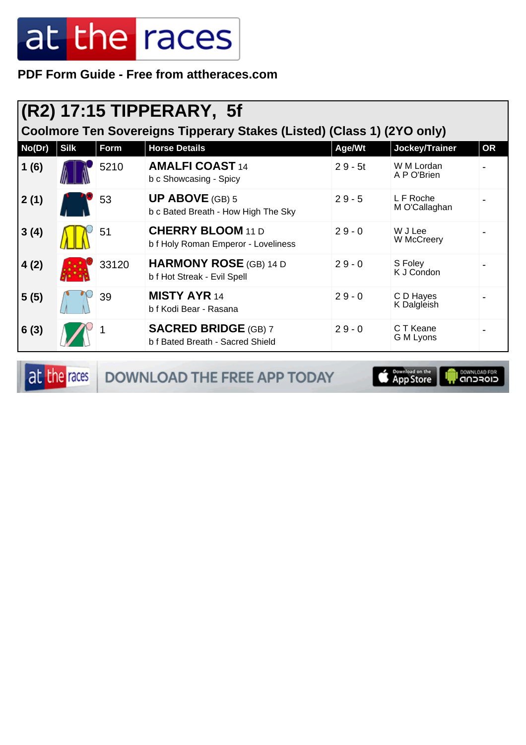# (R2) 17:15 TIPPERARY, 5f

## Coolmore Ten Sovereigns Tipperary Stakes (Listed) (Class 1) (2YO only)

| No(Dr) | Silk | Form | Horse Details | Age/Wt | Jockey/Trainer | OR |
|---|---|---|---|---|---|---|
| 1 (6) | | 5210 | **AMALFI COAST** 14<br>b c Showcasing - Spicy | 2 9 - 5t | W M Lordan<br>A P O'Brien | - |
| 2 (1) | | 53 | **UP ABOVE** (GB) 5<br>b c Bated Breath - How High The Sky | 2 9 - 5 | L F Roche<br>M O'Callaghan | - |
| 3 (4) | | 51 | **CHERRY BLOOM** 11 D<br>b f Holy Roman Emperor - Loveliness | 2 9 - 0 | W J Lee<br>W McCreery | - |
| 4 (2) | | 33120 | **HARMONY ROSE** (GB) 14 D<br>b f Hot Streak - Evil Spell | 2 9 - 0 | S Foley<br>K J Condon | - |
| 5 (5) | | 39 | **MISTY AYR** 14<br>b f Kodi Bear - Rasana | 2 9 - 0 | C D Hayes<br>K Dalgleish | - |
| 6 (3) | | 1 | **SACRED BRIDGE** (GB) 7<br>b f Bated Breath - Sacred Shield | 2 9 - 0 | C T Keane<br>G M Lyons | - |